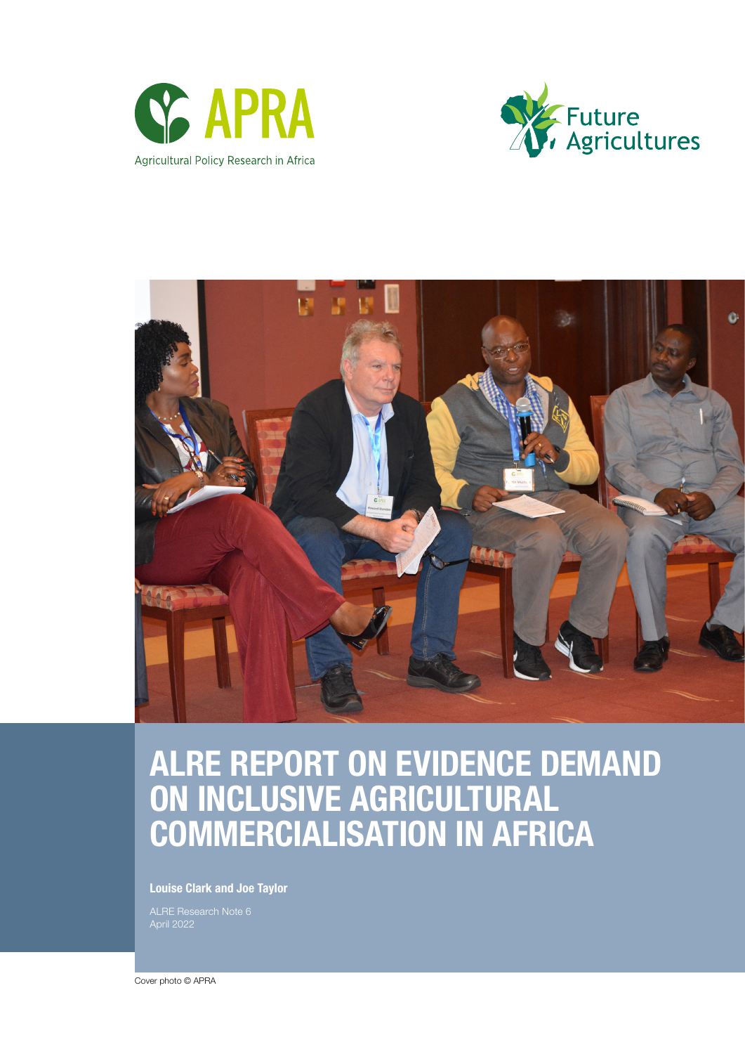APRA

Agricultural Policy Research in Africa

Future Agricultures

# ALRE REPORT ON EVIDENCE DEMAND ON INCLUSIVE AGRICULTURAL COMMERCIALISATION IN AFRICA

**Louise Clark and Joe Taylor**

ALRE Research Note 6
April 2022

Cover photo © APRA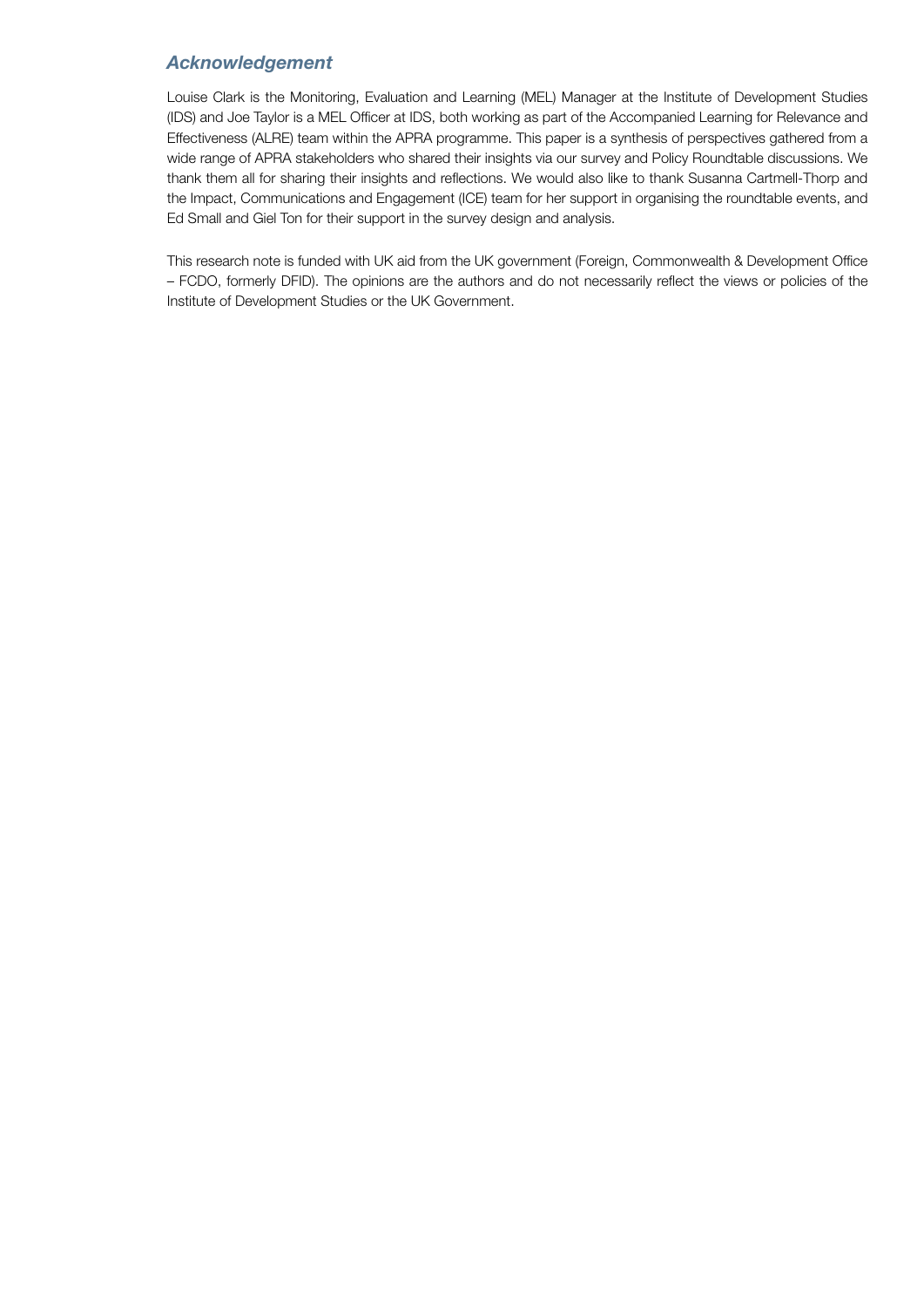## *Acknowledgement*

Louise Clark is the Monitoring, Evaluation and Learning (MEL) Manager at the Institute of Development Studies (IDS) and Joe Taylor is a MEL Officer at IDS, both working as part of the Accompanied Learning for Relevance and Effectiveness (ALRE) team within the APRA programme. This paper is a synthesis of perspectives gathered from a wide range of APRA stakeholders who shared their insights via our survey and Policy Roundtable discussions. We thank them all for sharing their insights and reflections. We would also like to thank Susanna Cartmell-Thorp and the Impact, Communications and Engagement (ICE) team for her support in organising the roundtable events, and Ed Small and Giel Ton for their support in the survey design and analysis.

This research note is funded with UK aid from the UK government (Foreign, Commonwealth & Development Office – FCDO, formerly DFID). The opinions are the authors and do not necessarily reflect the views or policies of the Institute of Development Studies or the UK Government.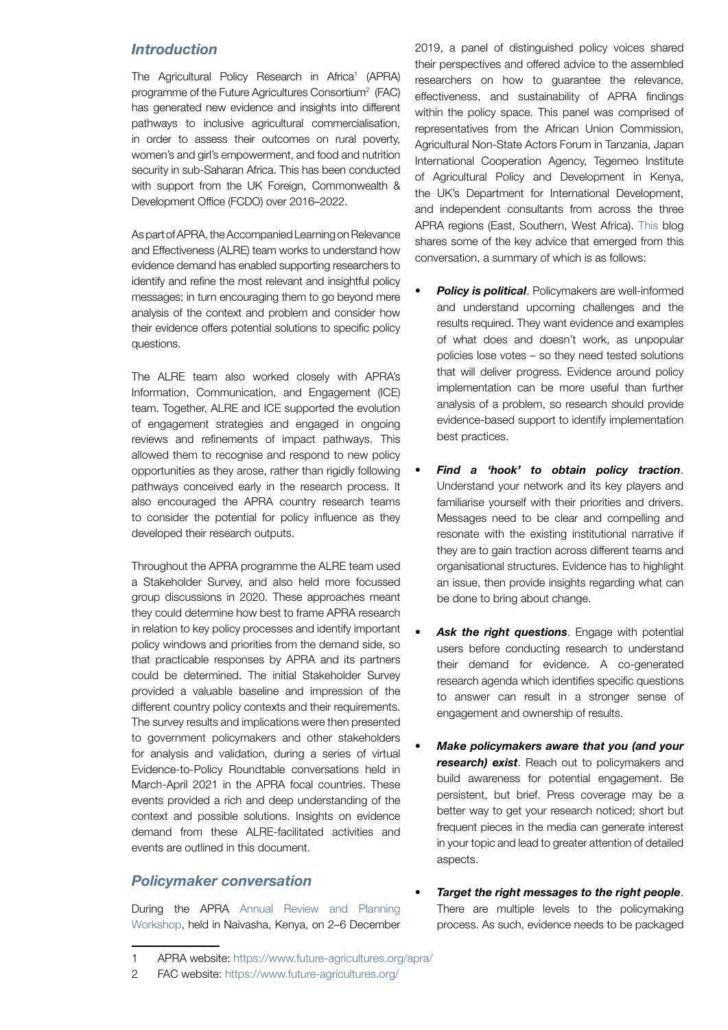## Introduction

The Agricultural Policy Research in Africa[1] (APRA) programme of the Future Agricultures Consortium[2] (FAC) has generated new evidence and insights into different pathways to inclusive agricultural commercialisation, in order to assess their outcomes on rural poverty, women's and girl's empowerment, and food and nutrition security in sub-Saharan Africa. This has been conducted with support from the UK Foreign, Commonwealth & Development Office (FCDO) over 2016–2022.

As part of APRA, the Accompanied Learning on Relevance and Effectiveness (ALRE) team works to understand how evidence demand has enabled supporting researchers to identify and refine the most relevant and insightful policy messages; in turn encouraging them to go beyond mere analysis of the context and problem and consider how their evidence offers potential solutions to specific policy questions.

The ALRE team also worked closely with APRA's Information, Communication, and Engagement (ICE) team. Together, ALRE and ICE supported the evolution of engagement strategies and engaged in ongoing reviews and refinements of impact pathways. This allowed them to recognise and respond to new policy opportunities as they arose, rather than rigidly following pathways conceived early in the research process. It also encouraged the APRA country research teams to consider the potential for policy influence as they developed their research outputs.

Throughout the APRA programme the ALRE team used a Stakeholder Survey, and also held more focussed group discussions in 2020. These approaches meant they could determine how best to frame APRA research in relation to key policy processes and identify important policy windows and priorities from the demand side, so that practicable responses by APRA and its partners could be determined. The initial Stakeholder Survey provided a valuable baseline and impression of the different country policy contexts and their requirements. The survey results and implications were then presented to government policymakers and other stakeholders for analysis and validation, during a series of virtual Evidence-to-Policy Roundtable conversations held in March-April 2021 in the APRA focal countries. These events provided a rich and deep understanding of the context and possible solutions. Insights on evidence demand from these ALRE-facilitated activities and events are outlined in this document.

## Policymaker conversation

During the APRA Annual Review and Planning Workshop, held in Naivasha, Kenya, on 2–6 December 2019, a panel of distinguished policy voices shared their perspectives and offered advice to the assembled researchers on how to guarantee the relevance, effectiveness, and sustainability of APRA findings within the policy space. This panel was comprised of representatives from the African Union Commission, Agricultural Non-State Actors Forum in Tanzania, Japan International Cooperation Agency, Tegemeo Institute of Agricultural Policy and Development in Kenya, the UK's Department for International Development, and independent consultants from across the three APRA regions (East, Southern, West Africa). This blog shares some of the key advice that emerged from this conversation, a summary of which is as follows:

- ***Policy is political***. Policymakers are well-informed and understand upcoming challenges and the results required. They want evidence and examples of what does and doesn't work, as unpopular policies lose votes – so they need tested solutions that will deliver progress. Evidence around policy implementation can be more useful than further analysis of a problem, so research should provide evidence-based support to identify implementation best practices.
- ***Find a 'hook' to obtain policy traction***. Understand your network and its key players and familiarise yourself with their priorities and drivers. Messages need to be clear and compelling and resonate with the existing institutional narrative if they are to gain traction across different teams and organisational structures. Evidence has to highlight an issue, then provide insights regarding what can be done to bring about change.
- ***Ask the right questions***. Engage with potential users before conducting research to understand their demand for evidence. A co-generated research agenda which identifies specific questions to answer can result in a stronger sense of engagement and ownership of results.
- ***Make policymakers aware that you (and your research) exist***. Reach out to policymakers and build awareness for potential engagement. Be persistent, but brief. Press coverage may be a better way to get your research noticed; short but frequent pieces in the media can generate interest in your topic and lead to greater attention of detailed aspects.
- ***Target the right messages to the right people***. There are multiple levels to the policymaking process. As such, evidence needs to be packaged

---

1 APRA website: https://www.future-agricultures.org/apra/

2 FAC website: https://www.future-agricultures.org/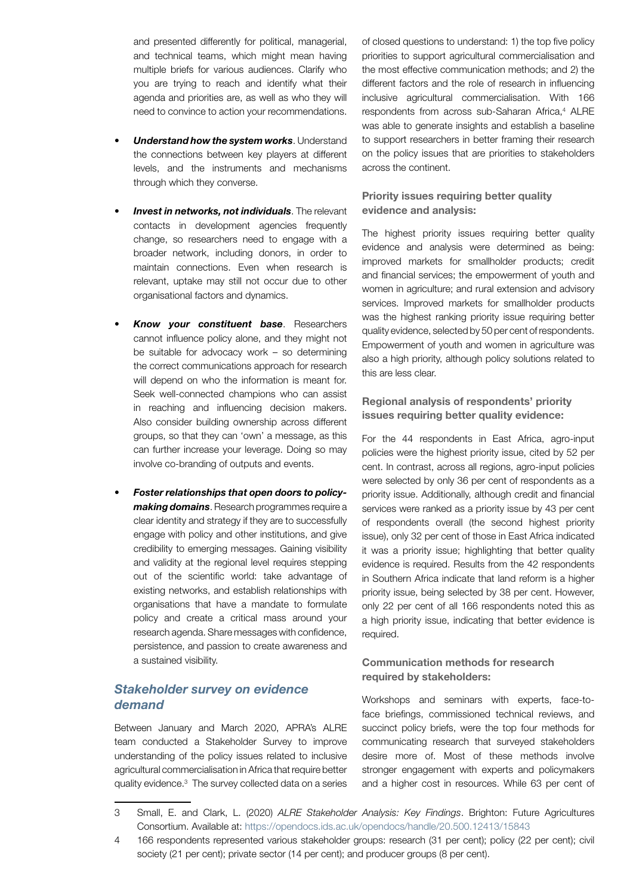and presented differently for political, managerial, and technical teams, which might mean having multiple briefs for various audiences. Clarify who you are trying to reach and identify what their agenda and priorities are, as well as who they will need to convince to action your recommendations.

- ***Understand how the system works***. Understand the connections between key players at different levels, and the instruments and mechanisms through which they converse.
- ***Invest in networks, not individuals***. The relevant contacts in development agencies frequently change, so researchers need to engage with a broader network, including donors, in order to maintain connections. Even when research is relevant, uptake may still not occur due to other organisational factors and dynamics.
- ***Know your constituent base***. Researchers cannot influence policy alone, and they might not be suitable for advocacy work – so determining the correct communications approach for research will depend on who the information is meant for. Seek well-connected champions who can assist in reaching and influencing decision makers. Also consider building ownership across different groups, so that they can 'own' a message, as this can further increase your leverage. Doing so may involve co-branding of outputs and events.
- ***Foster relationships that open doors to policy-making domains***. Research programmes require a clear identity and strategy if they are to successfully engage with policy and other institutions, and give credibility to emerging messages. Gaining visibility and validity at the regional level requires stepping out of the scientific world: take advantage of existing networks, and establish relationships with organisations that have a mandate to formulate policy and create a critical mass around your research agenda. Share messages with confidence, persistence, and passion to create awareness and a sustained visibility.

## *Stakeholder survey on evidence demand*

Between January and March 2020, APRA's ALRE team conducted a Stakeholder Survey to improve understanding of the policy issues related to inclusive agricultural commercialisation in Africa that require better quality evidence.[3] The survey collected data on a series of closed questions to understand: 1) the top five policy priorities to support agricultural commercialisation and the most effective communication methods; and 2) the different factors and the role of research in influencing inclusive agricultural commercialisation. With 166 respondents from across sub-Saharan Africa,[4] ALRE was able to generate insights and establish a baseline to support researchers in better framing their research on the policy issues that are priorities to stakeholders across the continent.

### Priority issues requiring better quality evidence and analysis:

The highest priority issues requiring better quality evidence and analysis were determined as being: improved markets for smallholder products; credit and financial services; the empowerment of youth and women in agriculture; and rural extension and advisory services. Improved markets for smallholder products was the highest ranking priority issue requiring better quality evidence, selected by 50 per cent of respondents. Empowerment of youth and women in agriculture was also a high priority, although policy solutions related to this are less clear.

### Regional analysis of respondents' priority issues requiring better quality evidence:

For the 44 respondents in East Africa, agro-input policies were the highest priority issue, cited by 52 per cent. In contrast, across all regions, agro-input policies were selected by only 36 per cent of respondents as a priority issue. Additionally, although credit and financial services were ranked as a priority issue by 43 per cent of respondents overall (the second highest priority issue), only 32 per cent of those in East Africa indicated it was a priority issue; highlighting that better quality evidence is required. Results from the 42 respondents in Southern Africa indicate that land reform is a higher priority issue, being selected by 38 per cent. However, only 22 per cent of all 166 respondents noted this as a high priority issue, indicating that better evidence is required.

### Communication methods for research required by stakeholders:

Workshops and seminars with experts, face-to-face briefings, commissioned technical reviews, and succinct policy briefs, were the top four methods for communicating research that surveyed stakeholders desire more of. Most of these methods involve stronger engagement with experts and policymakers and a higher cost in resources. While 63 per cent of

---

3 Small, E. and Clark, L. (2020) *ALRE Stakeholder Analysis: Key Findings*. Brighton: Future Agricultures Consortium. Available at: https://opendocs.ids.ac.uk/opendocs/handle/20.500.12413/15843

4 166 respondents represented various stakeholder groups: research (31 per cent); policy (22 per cent); civil society (21 per cent); private sector (14 per cent); and producer groups (8 per cent).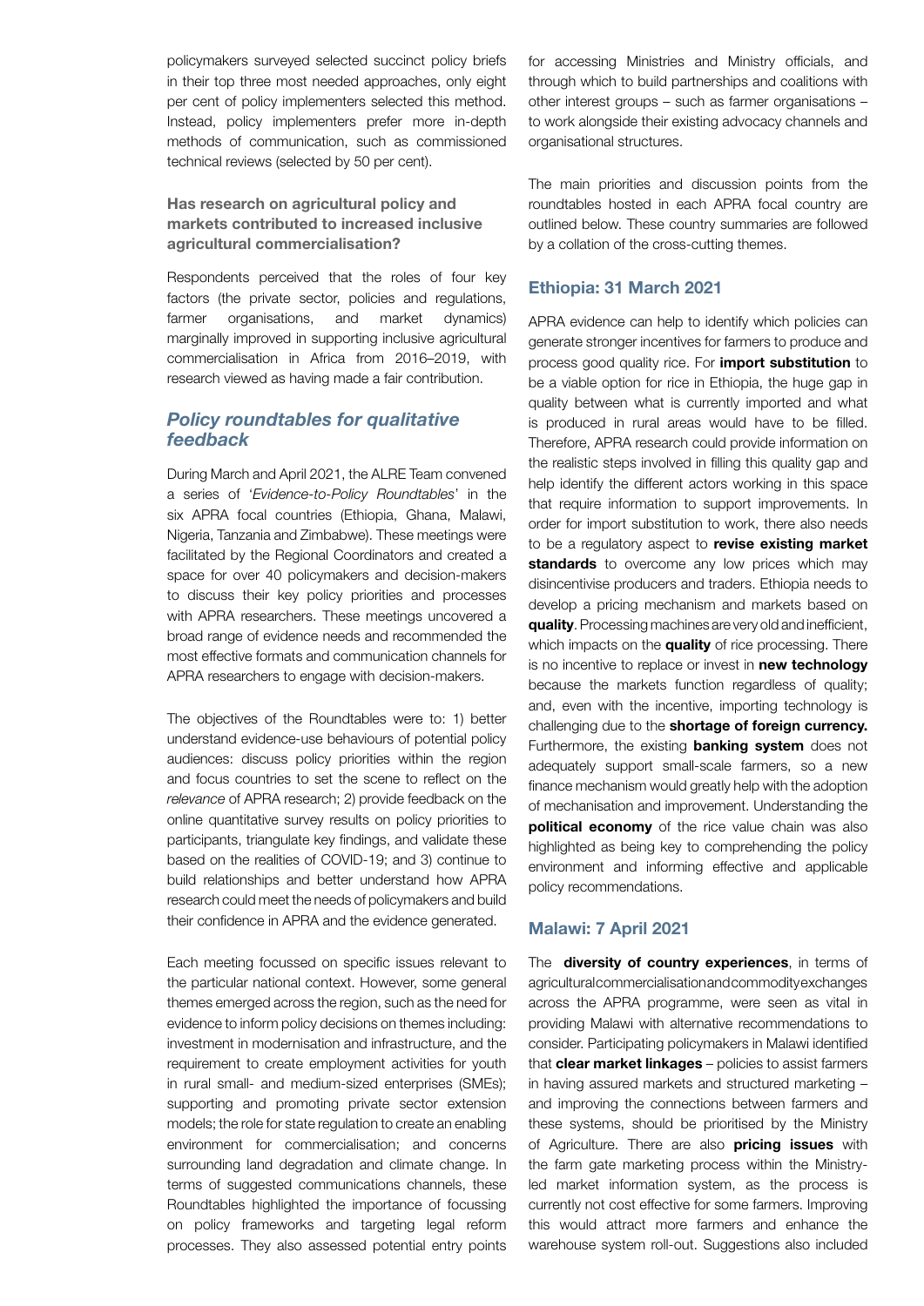policymakers surveyed selected succinct policy briefs in their top three most needed approaches, only eight per cent of policy implementers selected this method. Instead, policy implementers prefer more in-depth methods of communication, such as commissioned technical reviews (selected by 50 per cent).

#### Has research on agricultural policy and markets contributed to increased inclusive agricultural commercialisation?

Respondents perceived that the roles of four key factors (the private sector, policies and regulations, farmer organisations, and market dynamics) marginally improved in supporting inclusive agricultural commercialisation in Africa from 2016–2019, with research viewed as having made a fair contribution.

### *Policy roundtables for qualitative feedback*

During March and April 2021, the ALRE Team convened a series of '*Evidence-to-Policy Roundtables*' in the six APRA focal countries (Ethiopia, Ghana, Malawi, Nigeria, Tanzania and Zimbabwe). These meetings were facilitated by the Regional Coordinators and created a space for over 40 policymakers and decision-makers to discuss their key policy priorities and processes with APRA researchers. These meetings uncovered a broad range of evidence needs and recommended the most effective formats and communication channels for APRA researchers to engage with decision-makers.

The objectives of the Roundtables were to: 1) better understand evidence-use behaviours of potential policy audiences: discuss policy priorities within the region and focus countries to set the scene to reflect on the *relevance* of APRA research; 2) provide feedback on the online quantitative survey results on policy priorities to participants, triangulate key findings, and validate these based on the realities of COVID-19; and 3) continue to build relationships and better understand how APRA research could meet the needs of policymakers and build their confidence in APRA and the evidence generated.

Each meeting focussed on specific issues relevant to the particular national context. However, some general themes emerged across the region, such as the need for evidence to inform policy decisions on themes including: investment in modernisation and infrastructure, and the requirement to create employment activities for youth in rural small- and medium-sized enterprises (SMEs); supporting and promoting private sector extension models; the role for state regulation to create an enabling environment for commercialisation; and concerns surrounding land degradation and climate change. In terms of suggested communications channels, these Roundtables highlighted the importance of focussing on policy frameworks and targeting legal reform processes. They also assessed potential entry points for accessing Ministries and Ministry officials, and through which to build partnerships and coalitions with other interest groups – such as farmer organisations – to work alongside their existing advocacy channels and organisational structures.

The main priorities and discussion points from the roundtables hosted in each APRA focal country are outlined below. These country summaries are followed by a collation of the cross-cutting themes.

#### Ethiopia: 31 March 2021

APRA evidence can help to identify which policies can generate stronger incentives for farmers to produce and process good quality rice. For **import substitution** to be a viable option for rice in Ethiopia, the huge gap in quality between what is currently imported and what is produced in rural areas would have to be filled. Therefore, APRA research could provide information on the realistic steps involved in filling this quality gap and help identify the different actors working in this space that require information to support improvements. In order for import substitution to work, there also needs to be a regulatory aspect to **revise existing market standards** to overcome any low prices which may disincentivise producers and traders. Ethiopia needs to develop a pricing mechanism and markets based on **quality**. Processing machines are very old and inefficient, which impacts on the **quality** of rice processing. There is no incentive to replace or invest in **new technology** because the markets function regardless of quality; and, even with the incentive, importing technology is challenging due to the **shortage of foreign currency.** Furthermore, the existing **banking system** does not adequately support small-scale farmers, so a new finance mechanism would greatly help with the adoption of mechanisation and improvement. Understanding the **political economy** of the rice value chain was also highlighted as being key to comprehending the policy environment and informing effective and applicable policy recommendations.

#### Malawi: 7 April 2021

The **diversity of country experiences**, in terms of agricultural commercialisation and commodity exchanges across the APRA programme, were seen as vital in providing Malawi with alternative recommendations to consider. Participating policymakers in Malawi identified that **clear market linkages** – policies to assist farmers in having assured markets and structured marketing – and improving the connections between farmers and these systems, should be prioritised by the Ministry of Agriculture. There are also **pricing issues** with the farm gate marketing process within the Ministry-led market information system, as the process is currently not cost effective for some farmers. Improving this would attract more farmers and enhance the warehouse system roll-out. Suggestions also included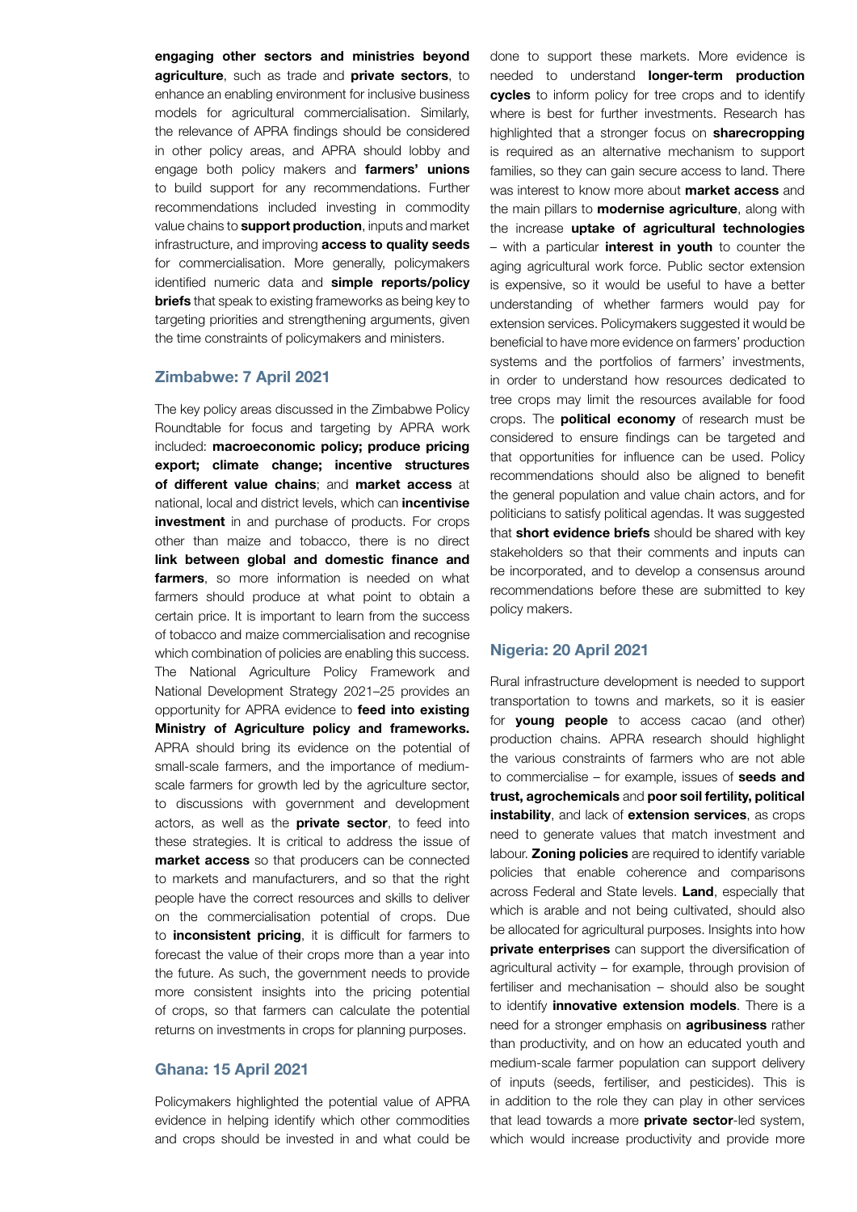**engaging other sectors and ministries beyond agriculture**, such as trade and **private sectors**, to enhance an enabling environment for inclusive business models for agricultural commercialisation. Similarly, the relevance of APRA findings should be considered in other policy areas, and APRA should lobby and engage both policy makers and **farmers' unions** to build support for any recommendations. Further recommendations included investing in commodity value chains to **support production**, inputs and market infrastructure, and improving **access to quality seeds** for commercialisation. More generally, policymakers identified numeric data and **simple reports/policy briefs** that speak to existing frameworks as being key to targeting priorities and strengthening arguments, given the time constraints of policymakers and ministers.

### Zimbabwe: 7 April 2021

The key policy areas discussed in the Zimbabwe Policy Roundtable for focus and targeting by APRA work included: **macroeconomic policy; produce pricing export; climate change; incentive structures of different value chains**; and **market access** at national, local and district levels, which can **incentivise investment** in and purchase of products. For crops other than maize and tobacco, there is no direct **link between global and domestic finance and farmers**, so more information is needed on what farmers should produce at what point to obtain a certain price. It is important to learn from the success of tobacco and maize commercialisation and recognise which combination of policies are enabling this success. The National Agriculture Policy Framework and National Development Strategy 2021–25 provides an opportunity for APRA evidence to **feed into existing Ministry of Agriculture policy and frameworks.** APRA should bring its evidence on the potential of small-scale farmers, and the importance of medium-scale farmers for growth led by the agriculture sector, to discussions with government and development actors, as well as the **private sector**, to feed into these strategies. It is critical to address the issue of **market access** so that producers can be connected to markets and manufacturers, and so that the right people have the correct resources and skills to deliver on the commercialisation potential of crops. Due to **inconsistent pricing**, it is difficult for farmers to forecast the value of their crops more than a year into the future. As such, the government needs to provide more consistent insights into the pricing potential of crops, so that farmers can calculate the potential returns on investments in crops for planning purposes.

### Ghana: 15 April 2021

Policymakers highlighted the potential value of APRA evidence in helping identify which other commodities and crops should be invested in and what could be done to support these markets. More evidence is needed to understand **longer-term production cycles** to inform policy for tree crops and to identify where is best for further investments. Research has highlighted that a stronger focus on **sharecropping** is required as an alternative mechanism to support families, so they can gain secure access to land. There was interest to know more about **market access** and the main pillars to **modernise agriculture**, along with the increase **uptake of agricultural technologies** – with a particular **interest in youth** to counter the aging agricultural work force. Public sector extension is expensive, so it would be useful to have a better understanding of whether farmers would pay for extension services. Policymakers suggested it would be beneficial to have more evidence on farmers' production systems and the portfolios of farmers' investments, in order to understand how resources dedicated to tree crops may limit the resources available for food crops. The **political economy** of research must be considered to ensure findings can be targeted and that opportunities for influence can be used. Policy recommendations should also be aligned to benefit the general population and value chain actors, and for politicians to satisfy political agendas. It was suggested that **short evidence briefs** should be shared with key stakeholders so that their comments and inputs can be incorporated, and to develop a consensus around recommendations before these are submitted to key policy makers.

### Nigeria: 20 April 2021

Rural infrastructure development is needed to support transportation to towns and markets, so it is easier for **young people** to access cacao (and other) production chains. APRA research should highlight the various constraints of farmers who are not able to commercialise – for example, issues of **seeds and trust, agrochemicals** and **poor soil fertility, political instability**, and lack of **extension services**, as crops need to generate values that match investment and labour. **Zoning policies** are required to identify variable policies that enable coherence and comparisons across Federal and State levels. **Land**, especially that which is arable and not being cultivated, should also be allocated for agricultural purposes. Insights into how **private enterprises** can support the diversification of agricultural activity – for example, through provision of fertiliser and mechanisation – should also be sought to identify **innovative extension models**. There is a need for a stronger emphasis on **agribusiness** rather than productivity, and on how an educated youth and medium-scale farmer population can support delivery of inputs (seeds, fertiliser, and pesticides). This is in addition to the role they can play in other services that lead towards a more **private sector**-led system, which would increase productivity and provide more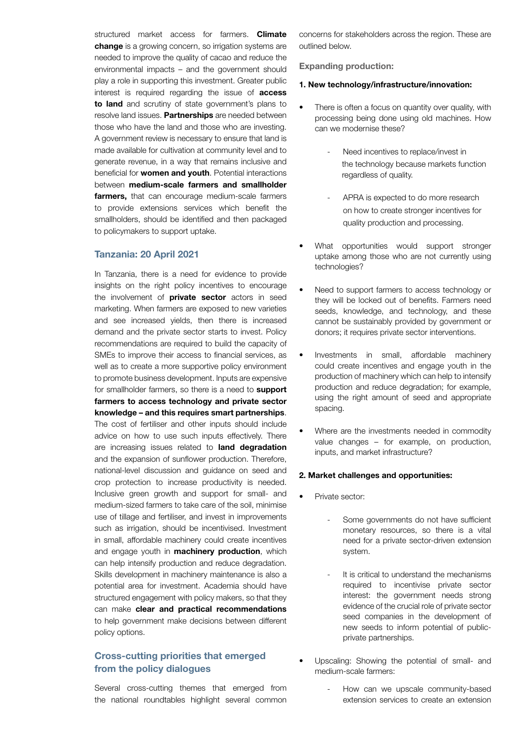structured market access for farmers. **Climate change** is a growing concern, so irrigation systems are needed to improve the quality of cacao and reduce the environmental impacts – and the government should play a role in supporting this investment. Greater public interest is required regarding the issue of **access to land** and scrutiny of state government's plans to resolve land issues. **Partnerships** are needed between those who have the land and those who are investing. A government review is necessary to ensure that land is made available for cultivation at community level and to generate revenue, in a way that remains inclusive and beneficial for **women and youth**. Potential interactions between **medium-scale farmers and smallholder farmers,** that can encourage medium-scale farmers to provide extensions services which benefit the smallholders, should be identified and then packaged to policymakers to support uptake.

## Tanzania: 20 April 2021

In Tanzania, there is a need for evidence to provide insights on the right policy incentives to encourage the involvement of **private sector** actors in seed marketing. When farmers are exposed to new varieties and see increased yields, then there is increased demand and the private sector starts to invest. Policy recommendations are required to build the capacity of SMEs to improve their access to financial services, as well as to create a more supportive policy environment to promote business development. Inputs are expensive for smallholder farmers, so there is a need to **support farmers to access technology and private sector knowledge – and this requires smart partnerships**. The cost of fertiliser and other inputs should include advice on how to use such inputs effectively. There are increasing issues related to **land degradation** and the expansion of sunflower production. Therefore, national-level discussion and guidance on seed and crop protection to increase productivity is needed. Inclusive green growth and support for small- and medium-sized farmers to take care of the soil, minimise use of tillage and fertiliser, and invest in improvements such as irrigation, should be incentivised. Investment in small, affordable machinery could create incentives and engage youth in **machinery production**, which can help intensify production and reduce degradation. Skills development in machinery maintenance is also a potential area for investment. Academia should have structured engagement with policy makers, so that they can make **clear and practical recommendations** to help government make decisions between different policy options.

## Cross-cutting priorities that emerged from the policy dialogues

Several cross-cutting themes that emerged from the national roundtables highlight several common concerns for stakeholders across the region. These are outlined below.

### Expanding production:

**1. New technology/infrastructure/innovation:**

- There is often a focus on quantity over quality, with processing being done using old machines. How can we modernise these?
  - Need incentives to replace/invest in the technology because markets function regardless of quality.
  - APRA is expected to do more research on how to create stronger incentives for quality production and processing.
- What opportunities would support stronger uptake among those who are not currently using technologies?
- Need to support farmers to access technology or they will be locked out of benefits. Farmers need seeds, knowledge, and technology, and these cannot be sustainably provided by government or donors; it requires private sector interventions.
- Investments in small, affordable machinery could create incentives and engage youth in the production of machinery which can help to intensify production and reduce degradation; for example, using the right amount of seed and appropriate spacing.
- Where are the investments needed in commodity value changes – for example, on production, inputs, and market infrastructure?

**2. Market challenges and opportunities:**

- Private sector:
  - Some governments do not have sufficient monetary resources, so there is a vital need for a private sector-driven extension system.
  - It is critical to understand the mechanisms required to incentivise private sector interest: the government needs strong evidence of the crucial role of private sector seed companies in the development of new seeds to inform potential of public-private partnerships.
- Upscaling: Showing the potential of small- and medium-scale farmers:
  - How can we upscale community-based extension services to create an extension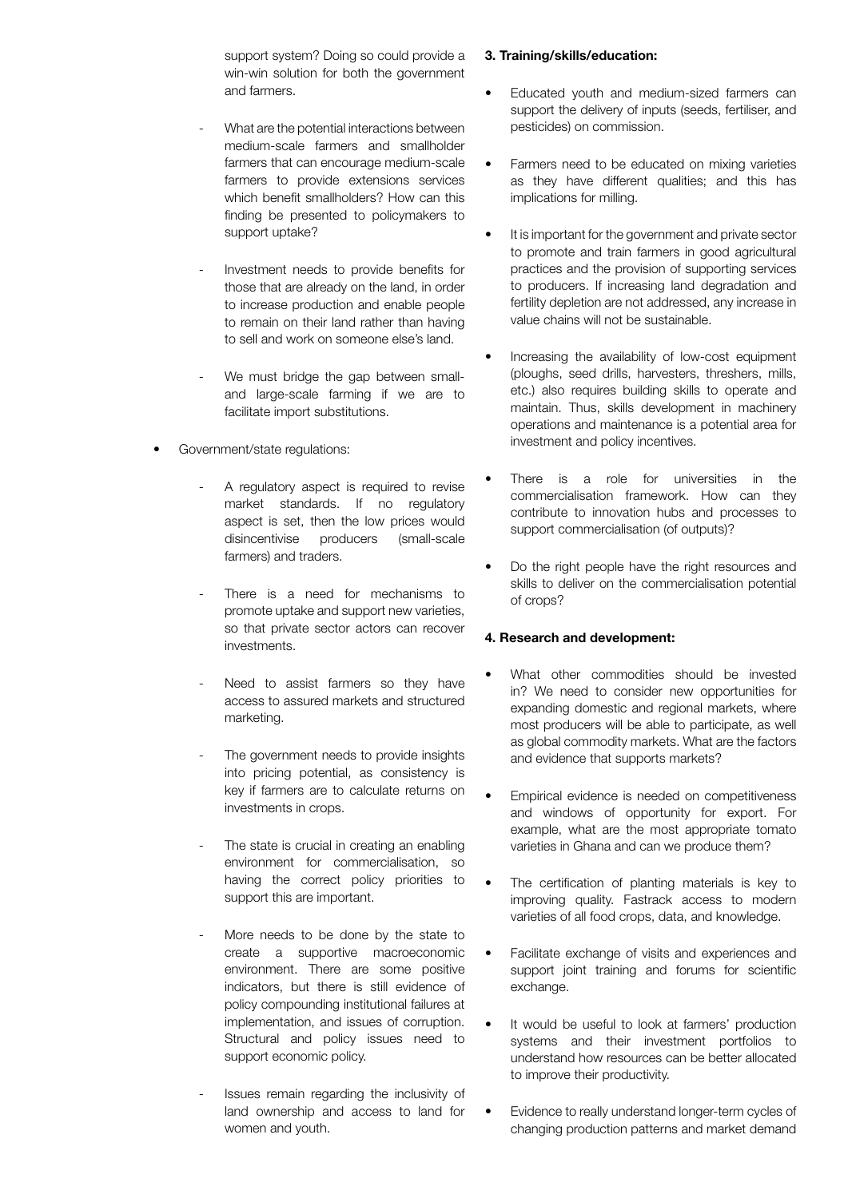support system? Doing so could provide a win-win solution for both the government and farmers.

- What are the potential interactions between medium-scale farmers and smallholder farmers that can encourage medium-scale farmers to provide extensions services which benefit smallholders? How can this finding be presented to policymakers to support uptake?

- Investment needs to provide benefits for those that are already on the land, in order to increase production and enable people to remain on their land rather than having to sell and work on someone else's land.

- We must bridge the gap between small- and large-scale farming if we are to facilitate import substitutions.

- Government/state regulations:

    - A regulatory aspect is required to revise market standards. If no regulatory aspect is set, then the low prices would disincentivise producers (small-scale farmers) and traders.

    - There is a need for mechanisms to promote uptake and support new varieties, so that private sector actors can recover investments.

    - Need to assist farmers so they have access to assured markets and structured marketing.

    - The government needs to provide insights into pricing potential, as consistency is key if farmers are to calculate returns on investments in crops.

    - The state is crucial in creating an enabling environment for commercialisation, so having the correct policy priorities to support this are important.

    - More needs to be done by the state to create a supportive macroeconomic environment. There are some positive indicators, but there is still evidence of policy compounding institutional failures at implementation, and issues of corruption. Structural and policy issues need to support economic policy.

    - Issues remain regarding the inclusivity of land ownership and access to land for women and youth.

**3. Training/skills/education:**

- Educated youth and medium-sized farmers can support the delivery of inputs (seeds, fertiliser, and pesticides) on commission.

- Farmers need to be educated on mixing varieties as they have different qualities; and this has implications for milling.

- It is important for the government and private sector to promote and train farmers in good agricultural practices and the provision of supporting services to producers. If increasing land degradation and fertility depletion are not addressed, any increase in value chains will not be sustainable.

- Increasing the availability of low-cost equipment (ploughs, seed drills, harvesters, threshers, mills, etc.) also requires building skills to operate and maintain. Thus, skills development in machinery operations and maintenance is a potential area for investment and policy incentives.

- There is a role for universities in the commercialisation framework. How can they contribute to innovation hubs and processes to support commercialisation (of outputs)?

- Do the right people have the right resources and skills to deliver on the commercialisation potential of crops?

**4. Research and development:**

- What other commodities should be invested in? We need to consider new opportunities for expanding domestic and regional markets, where most producers will be able to participate, as well as global commodity markets. What are the factors and evidence that supports markets?

- Empirical evidence is needed on competitiveness and windows of opportunity for export. For example, what are the most appropriate tomato varieties in Ghana and can we produce them?

- The certification of planting materials is key to improving quality. Fastrack access to modern varieties of all food crops, data, and knowledge.

- Facilitate exchange of visits and experiences and support joint training and forums for scientific exchange.

- It would be useful to look at farmers' production systems and their investment portfolios to understand how resources can be better allocated to improve their productivity.

- Evidence to really understand longer-term cycles of changing production patterns and market demand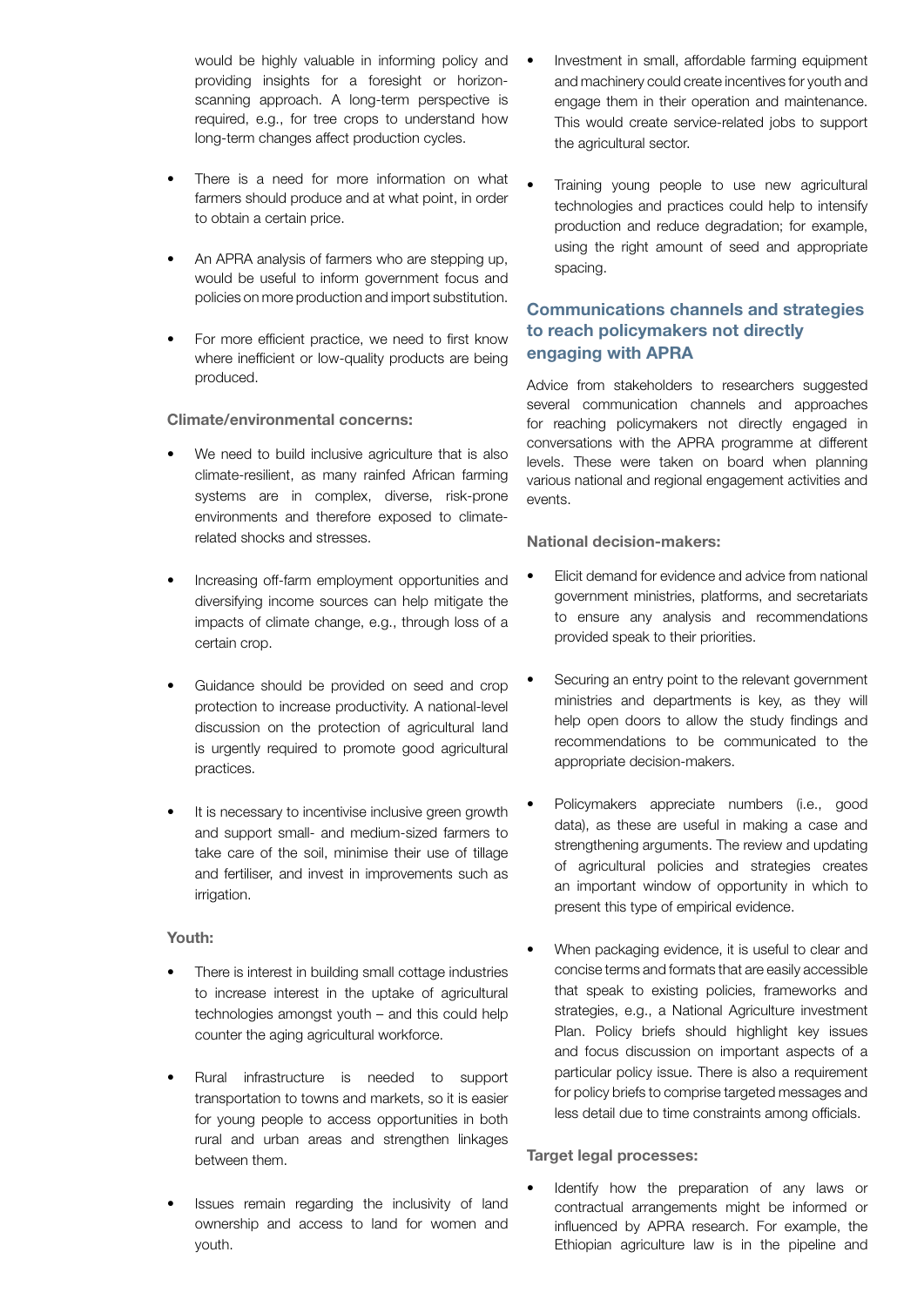would be highly valuable in informing policy and providing insights for a foresight or horizon-scanning approach. A long-term perspective is required, e.g., for tree crops to understand how long-term changes affect production cycles.

- There is a need for more information on what farmers should produce and at what point, in order to obtain a certain price.
- An APRA analysis of farmers who are stepping up, would be useful to inform government focus and policies on more production and import substitution.
- For more efficient practice, we need to first know where inefficient or low-quality products are being produced.

**Climate/environmental concerns:**

- We need to build inclusive agriculture that is also climate-resilient, as many rainfed African farming systems are in complex, diverse, risk-prone environments and therefore exposed to climate-related shocks and stresses.
- Increasing off-farm employment opportunities and diversifying income sources can help mitigate the impacts of climate change, e.g., through loss of a certain crop.
- Guidance should be provided on seed and crop protection to increase productivity. A national-level discussion on the protection of agricultural land is urgently required to promote good agricultural practices.
- It is necessary to incentivise inclusive green growth and support small- and medium-sized farmers to take care of the soil, minimise their use of tillage and fertiliser, and invest in improvements such as irrigation.

**Youth:**

- There is interest in building small cottage industries to increase interest in the uptake of agricultural technologies amongst youth – and this could help counter the aging agricultural workforce.
- Rural infrastructure is needed to support transportation to towns and markets, so it is easier for young people to access opportunities in both rural and urban areas and strengthen linkages between them.
- Issues remain regarding the inclusivity of land ownership and access to land for women and youth.
- Investment in small, affordable farming equipment and machinery could create incentives for youth and engage them in their operation and maintenance. This would create service-related jobs to support the agricultural sector.
- Training young people to use new agricultural technologies and practices could help to intensify production and reduce degradation; for example, using the right amount of seed and appropriate spacing.

## Communications channels and strategies to reach policymakers not directly engaging with APRA

Advice from stakeholders to researchers suggested several communication channels and approaches for reaching policymakers not directly engaged in conversations with the APRA programme at different levels. These were taken on board when planning various national and regional engagement activities and events.

**National decision-makers:**

- Elicit demand for evidence and advice from national government ministries, platforms, and secretariats to ensure any analysis and recommendations provided speak to their priorities.
- Securing an entry point to the relevant government ministries and departments is key, as they will help open doors to allow the study findings and recommendations to be communicated to the appropriate decision-makers.
- Policymakers appreciate numbers (i.e., good data), as these are useful in making a case and strengthening arguments. The review and updating of agricultural policies and strategies creates an important window of opportunity in which to present this type of empirical evidence.
- When packaging evidence, it is useful to clear and concise terms and formats that are easily accessible that speak to existing policies, frameworks and strategies, e.g., a National Agriculture investment Plan. Policy briefs should highlight key issues and focus discussion on important aspects of a particular policy issue. There is also a requirement for policy briefs to comprise targeted messages and less detail due to time constraints among officials.

**Target legal processes:**

- Identify how the preparation of any laws or contractual arrangements might be informed or influenced by APRA research. For example, the Ethiopian agriculture law is in the pipeline and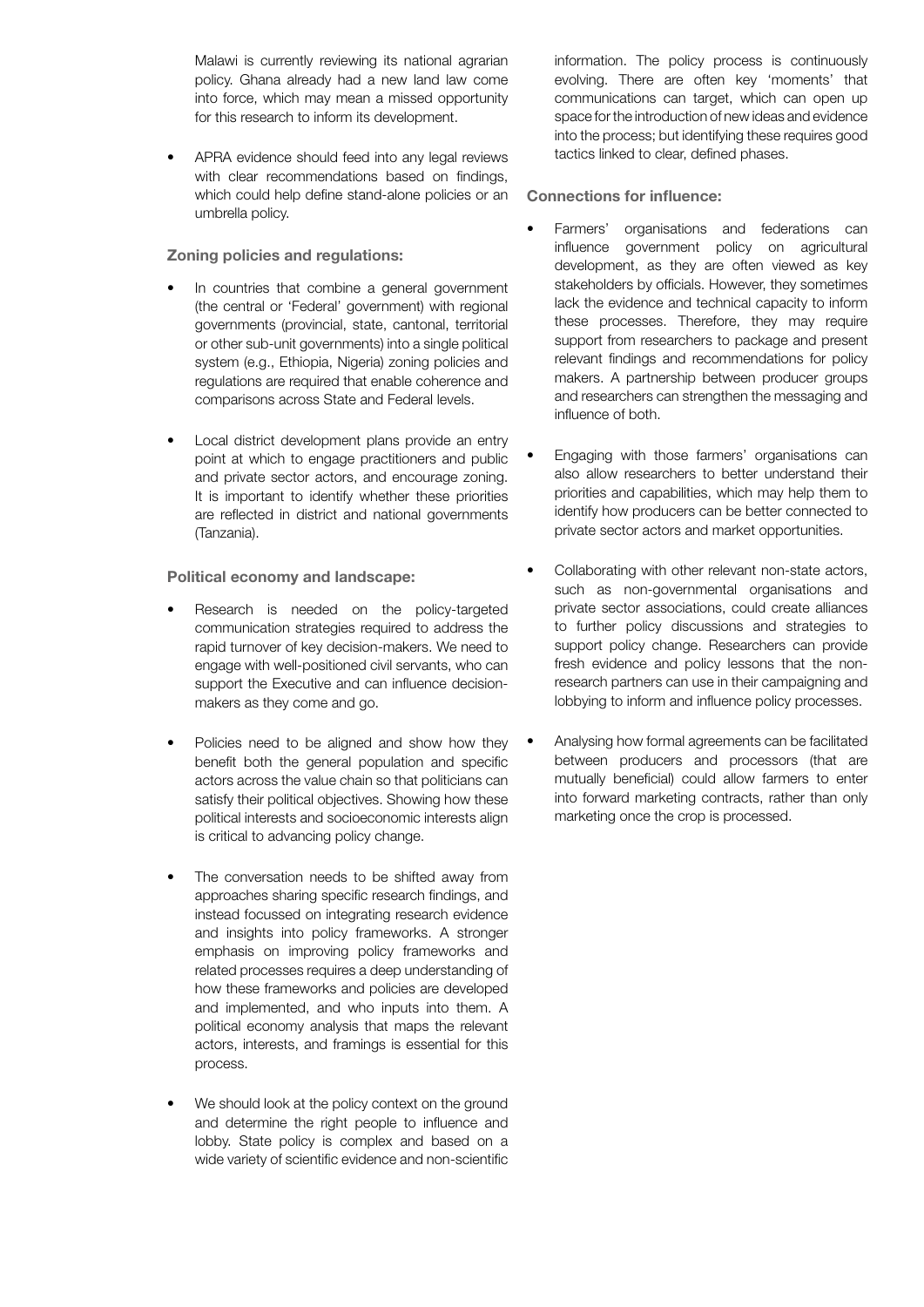Malawi is currently reviewing its national agrarian policy. Ghana already had a new land law come into force, which may mean a missed opportunity for this research to inform its development.

- APRA evidence should feed into any legal reviews with clear recommendations based on findings, which could help define stand-alone policies or an umbrella policy.

**Zoning policies and regulations:**

- In countries that combine a general government (the central or 'Federal' government) with regional governments (provincial, state, cantonal, territorial or other sub-unit governments) into a single political system (e.g., Ethiopia, Nigeria) zoning policies and regulations are required that enable coherence and comparisons across State and Federal levels.

- Local district development plans provide an entry point at which to engage practitioners and public and private sector actors, and encourage zoning. It is important to identify whether these priorities are reflected in district and national governments (Tanzania).

**Political economy and landscape:**

- Research is needed on the policy-targeted communication strategies required to address the rapid turnover of key decision-makers. We need to engage with well-positioned civil servants, who can support the Executive and can influence decision-makers as they come and go.

- Policies need to be aligned and show how they benefit both the general population and specific actors across the value chain so that politicians can satisfy their political objectives. Showing how these political interests and socioeconomic interests align is critical to advancing policy change.

- The conversation needs to be shifted away from approaches sharing specific research findings, and instead focussed on integrating research evidence and insights into policy frameworks. A stronger emphasis on improving policy frameworks and related processes requires a deep understanding of how these frameworks and policies are developed and implemented, and who inputs into them. A political economy analysis that maps the relevant actors, interests, and framings is essential for this process.

- We should look at the policy context on the ground and determine the right people to influence and lobby. State policy is complex and based on a wide variety of scientific evidence and non-scientific information. The policy process is continuously evolving. There are often key 'moments' that communications can target, which can open up space for the introduction of new ideas and evidence into the process; but identifying these requires good tactics linked to clear, defined phases.

**Connections for influence:**

- Farmers' organisations and federations can influence government policy on agricultural development, as they are often viewed as key stakeholders by officials. However, they sometimes lack the evidence and technical capacity to inform these processes. Therefore, they may require support from researchers to package and present relevant findings and recommendations for policy makers. A partnership between producer groups and researchers can strengthen the messaging and influence of both.

- Engaging with those farmers' organisations can also allow researchers to better understand their priorities and capabilities, which may help them to identify how producers can be better connected to private sector actors and market opportunities.

- Collaborating with other relevant non-state actors, such as non-governmental organisations and private sector associations, could create alliances to further policy discussions and strategies to support policy change. Researchers can provide fresh evidence and policy lessons that the non-research partners can use in their campaigning and lobbying to inform and influence policy processes.

- Analysing how formal agreements can be facilitated between producers and processors (that are mutually beneficial) could allow farmers to enter into forward marketing contracts, rather than only marketing once the crop is processed.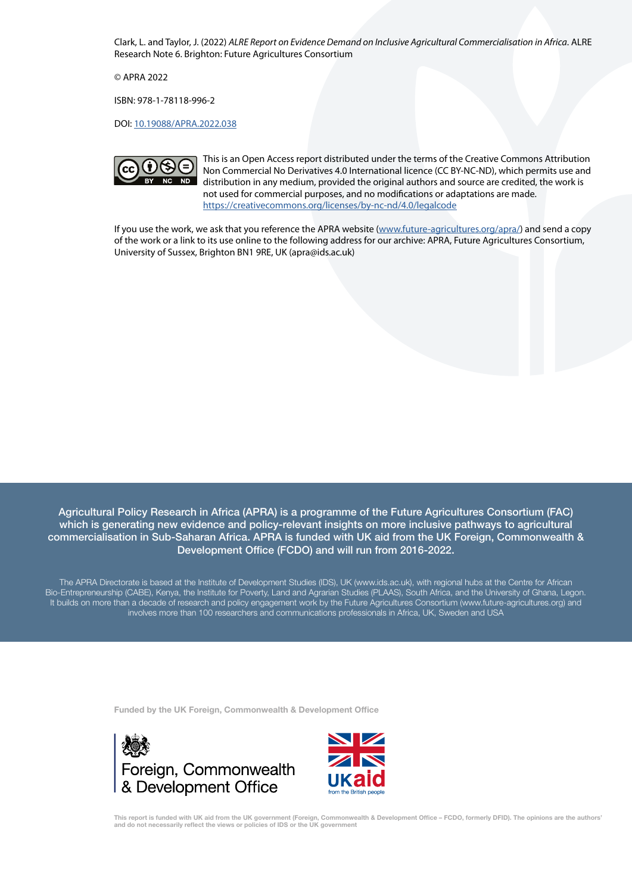Clark, L. and Taylor, J. (2022) *ALRE Report on Evidence Demand on Inclusive Agricultural Commercialisation in Africa*. ALRE Research Note 6. Brighton: Future Agricultures Consortium

© APRA 2022

ISBN: 978-1-78118-996-2

DOI: [10.19088/APRA.2022.038](https://doi.org/10.19088/APRA.2022.038)

This is an Open Access report distributed under the terms of the Creative Commons Attribution Non Commercial No Derivatives 4.0 International licence (CC BY-NC-ND), which permits use and distribution in any medium, provided the original authors and source are credited, the work is not used for commercial purposes, and no modifications or adaptations are made. [https://creativecommons.org/licenses/by-nc-nd/4.0/legalcode](https://creativecommons.org/licenses/by-nc-nd/4.0/legalcode)

If you use the work, we ask that you reference the APRA website ([www.future-agricultures.org/apra/](http://www.future-agricultures.org/apra/)) and send a copy of the work or a link to its use online to the following address for our archive: APRA, Future Agricultures Consortium, University of Sussex, Brighton BN1 9RE, UK (apra@ids.ac.uk)

**Agricultural Policy Research in Africa (APRA) is a programme of the Future Agricultures Consortium (FAC) which is generating new evidence and policy-relevant insights on more inclusive pathways to agricultural commercialisation in Sub-Saharan Africa. APRA is funded with UK aid from the UK Foreign, Commonwealth & Development Office (FCDO) and will run from 2016-2022.**

The APRA Directorate is based at the Institute of Development Studies (IDS), UK (www.ids.ac.uk), with regional hubs at the Centre for African Bio-Entrepreneurship (CABE), Kenya, the Institute for Poverty, Land and Agrarian Studies (PLAAS), South Africa, and the University of Ghana, Legon. It builds on more than a decade of research and policy engagement work by the Future Agricultures Consortium (www.future-agricultures.org) and involves more than 100 researchers and communications professionals in Africa, UK, Sweden and USA

Funded by the UK Foreign, Commonwealth & Development Office

Foreign, Commonwealth & Development Office

UKaid from the British people

This report is funded with UK aid from the UK government (Foreign, Commonwealth & Development Office – FCDO, formerly DFID). The opinions are the authors' and do not necessarily reflect the views or policies of IDS or the UK government